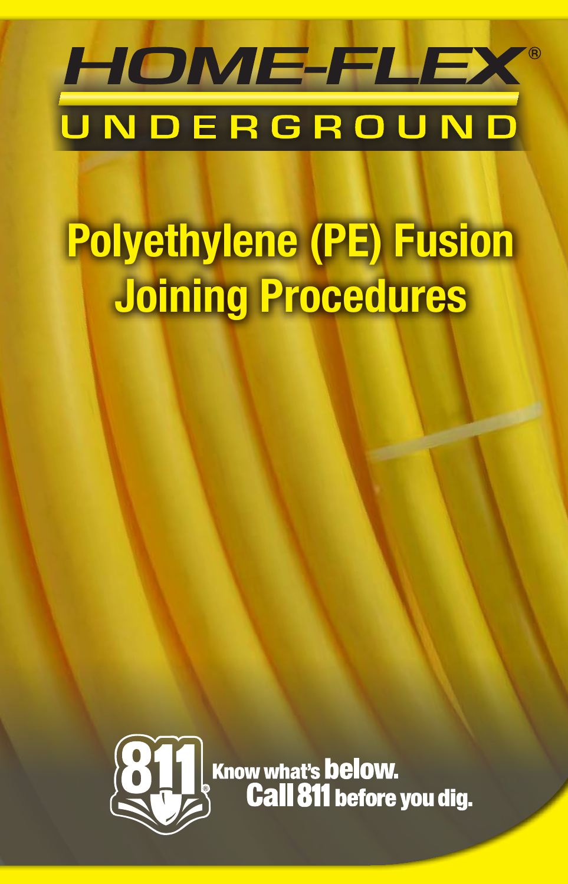# HOME-FLEX®

## UNDERGROUND

# Polyethylene (PE) Fusion Joining Procedures

811®

Know what's **below.**

**Call 811** before you dig.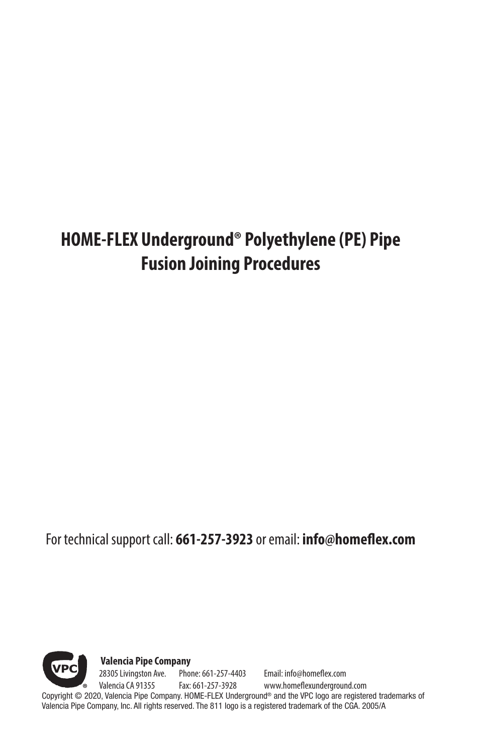# HOME-FLEX Underground® Polyethylene (PE) Pipe Fusion Joining Procedures

For technical support call: **661-257-3923** or email: **info**@**homeflex.com**

**Valencia Pipe Company**

28305 Livingston Ave.
Valencia CA 91355

Phone: 661-257-4403
Fax: 661-257-3928

Email: info@homeflex.com
www.homeflexunderground.com

Copyright © 2020, Valencia Pipe Company. HOME-FLEX Underground® and the VPC logo are registered trademarks of Valencia Pipe Company, Inc. All rights reserved. The 811 logo is a registered trademark of the CGA. 2005/A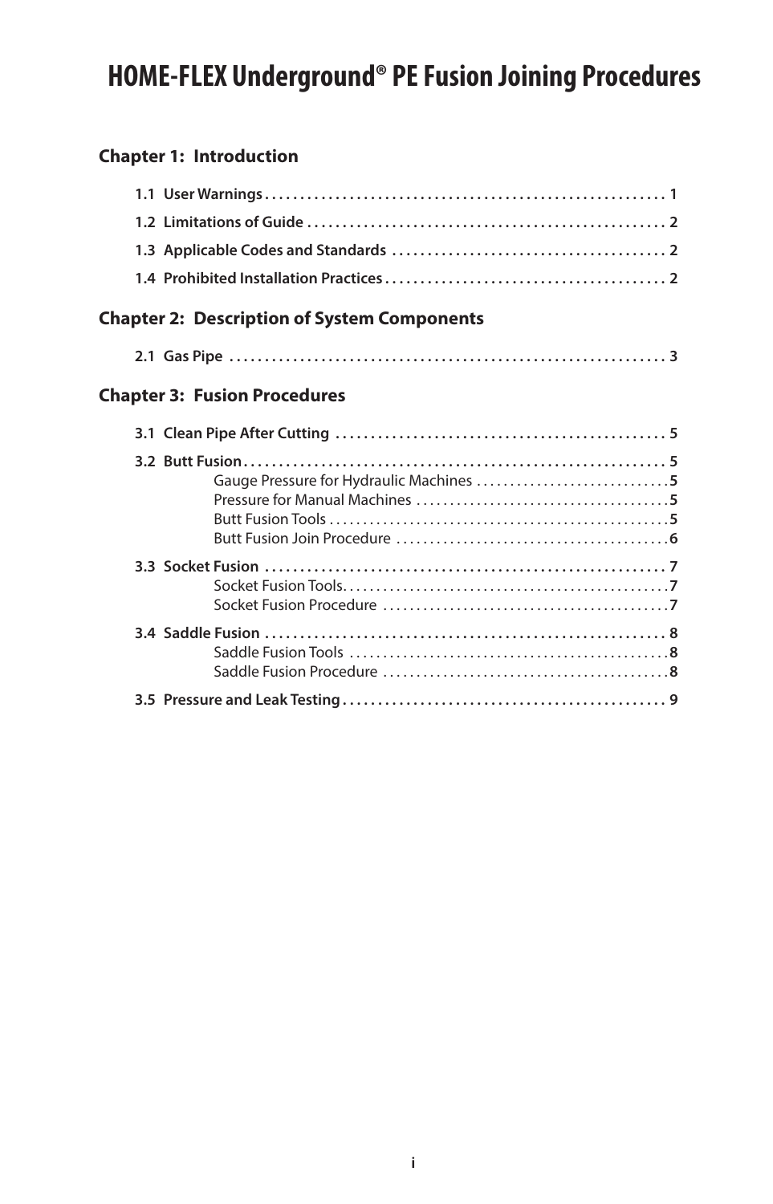# HOME-FLEX Underground® PE Fusion Joining Procedures

## Chapter 1: Introduction

**1.1 User Warnings** . . . . . . . . . . . . . . . . . . . . . . . . . . . . . . . . . . . . . . . . . . . . . . . . . . . . . . . . 1

**1.2 Limitations of Guide** . . . . . . . . . . . . . . . . . . . . . . . . . . . . . . . . . . . . . . . . . . . . . . . . . . . 2

**1.3 Applicable Codes and Standards** . . . . . . . . . . . . . . . . . . . . . . . . . . . . . . . . . . . . . . . 2

**1.4 Prohibited Installation Practices** . . . . . . . . . . . . . . . . . . . . . . . . . . . . . . . . . . . . . . . . 2

## Chapter 2: Description of System Components

**2.1 Gas Pipe** . . . . . . . . . . . . . . . . . . . . . . . . . . . . . . . . . . . . . . . . . . . . . . . . . . . . . . . . . . . . . . 3

## Chapter 3: Fusion Procedures

**3.1 Clean Pipe After Cutting** . . . . . . . . . . . . . . . . . . . . . . . . . . . . . . . . . . . . . . . . . . . . . . . 5

**3.2 Butt Fusion** . . . . . . . . . . . . . . . . . . . . . . . . . . . . . . . . . . . . . . . . . . . . . . . . . . . . . . . . . . . . 5
- Gauge Pressure for Hydraulic Machines . . . . . . . . . . . . . . . . . . . . . . . . . . . . . 5
- Pressure for Manual Machines . . . . . . . . . . . . . . . . . . . . . . . . . . . . . . . . . . . . . . 5
- Butt Fusion Tools . . . . . . . . . . . . . . . . . . . . . . . . . . . . . . . . . . . . . . . . . . . . . . . . . . 5
- Butt Fusion Join Procedure . . . . . . . . . . . . . . . . . . . . . . . . . . . . . . . . . . . . . . . . . 6

**3.3 Socket Fusion** . . . . . . . . . . . . . . . . . . . . . . . . . . . . . . . . . . . . . . . . . . . . . . . . . . . . . . . . . . 7
- Socket Fusion Tools . . . . . . . . . . . . . . . . . . . . . . . . . . . . . . . . . . . . . . . . . . . . . . . . 7
- Socket Fusion Procedure . . . . . . . . . . . . . . . . . . . . . . . . . . . . . . . . . . . . . . . . . . . 7

**3.4 Saddle Fusion** . . . . . . . . . . . . . . . . . . . . . . . . . . . . . . . . . . . . . . . . . . . . . . . . . . . . . . . . . . 8
- Saddle Fusion Tools . . . . . . . . . . . . . . . . . . . . . . . . . . . . . . . . . . . . . . . . . . . . . . . . 8
- Saddle Fusion Procedure . . . . . . . . . . . . . . . . . . . . . . . . . . . . . . . . . . . . . . . . . . . 8

**3.5 Pressure and Leak Testing** . . . . . . . . . . . . . . . . . . . . . . . . . . . . . . . . . . . . . . . . . . . . . . 9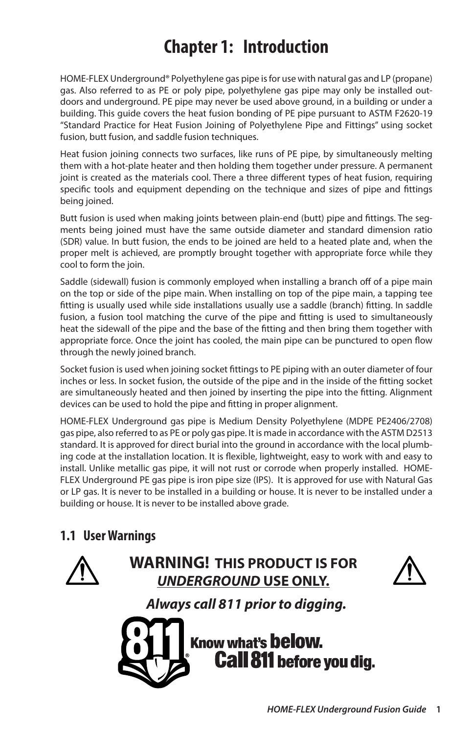# Chapter 1: Introduction

HOME-FLEX Underground® Polyethylene gas pipe is for use with natural gas and LP (propane) gas. Also referred to as PE or poly pipe, polyethylene gas pipe may only be installed outdoors and underground. PE pipe may never be used above ground, in a building or under a building. This guide covers the heat fusion bonding of PE pipe pursuant to ASTM F2620-19 "Standard Practice for Heat Fusion Joining of Polyethylene Pipe and Fittings" using socket fusion, butt fusion, and saddle fusion techniques.

Heat fusion joining connects two surfaces, like runs of PE pipe, by simultaneously melting them with a hot-plate heater and then holding them together under pressure. A permanent joint is created as the materials cool. There a three different types of heat fusion, requiring specific tools and equipment depending on the technique and sizes of pipe and fittings being joined.

Butt fusion is used when making joints between plain-end (butt) pipe and fittings. The segments being joined must have the same outside diameter and standard dimension ratio (SDR) value. In butt fusion, the ends to be joined are held to a heated plate and, when the proper melt is achieved, are promptly brought together with appropriate force while they cool to form the join.

Saddle (sidewall) fusion is commonly employed when installing a branch off of a pipe main on the top or side of the pipe main. When installing on top of the pipe main, a tapping tee fitting is usually used while side installations usually use a saddle (branch) fitting. In saddle fusion, a fusion tool matching the curve of the pipe and fitting is used to simultaneously heat the sidewall of the pipe and the base of the fitting and then bring them together with appropriate force. Once the joint has cooled, the main pipe can be punctured to open flow through the newly joined branch.

Socket fusion is used when joining socket fittings to PE piping with an outer diameter of four inches or less. In socket fusion, the outside of the pipe and in the inside of the fitting socket are simultaneously heated and then joined by inserting the pipe into the fitting. Alignment devices can be used to hold the pipe and fitting in proper alignment.

HOME-FLEX Underground gas pipe is Medium Density Polyethylene (MDPE PE2406/2708) gas pipe, also referred to as PE or poly gas pipe. It is made in accordance with the ASTM D2513 standard. It is approved for direct burial into the ground in accordance with the local plumbing code at the installation location. It is flexible, lightweight, easy to work with and easy to install. Unlike metallic gas pipe, it will not rust or corrode when properly installed. HOME-FLEX Underground PE gas pipe is iron pipe size (IPS). It is approved for use with Natural Gas or LP gas. It is never to be installed in a building or house. It is never to be installed under a building or house. It is never to be installed above grade.

## 1.1 User Warnings

**WARNING! THIS PRODUCT IS FOR *UNDERGROUND* USE ONLY.**

***Always call 811 prior to digging.***

811 Know what's below. Call 811 before you dig.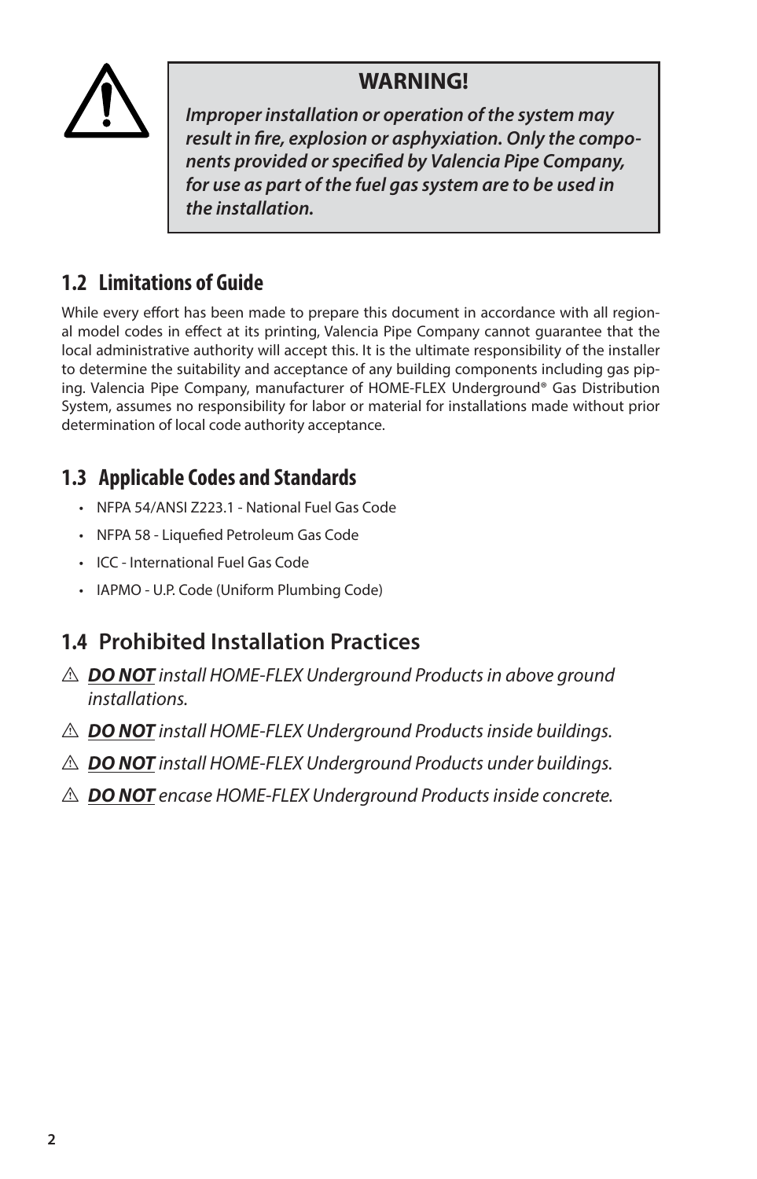**WARNING!**

***Improper installation or operation of the system may result in fire, explosion or asphyxiation. Only the components provided or specified by Valencia Pipe Company, for use as part of the fuel gas system are to be used in the installation.***

## 1.2 Limitations of Guide

While every effort has been made to prepare this document in accordance with all regional model codes in effect at its printing, Valencia Pipe Company cannot guarantee that the local administrative authority will accept this. It is the ultimate responsibility of the installer to determine the suitability and acceptance of any building components including gas piping. Valencia Pipe Company, manufacturer of HOME-FLEX Underground® Gas Distribution System, assumes no responsibility for labor or material for installations made without prior determination of local code authority acceptance.

## 1.3 Applicable Codes and Standards

- NFPA 54/ANSI Z223.1 - National Fuel Gas Code
- NFPA 58 - Liquefied Petroleum Gas Code
- ICC - International Fuel Gas Code
- IAPMO - U.P. Code (Uniform Plumbing Code)

## 1.4 Prohibited Installation Practices

⚠ ***DO NOT*** *install HOME-FLEX Underground Products in above ground installations.*

⚠ ***DO NOT*** *install HOME-FLEX Underground Products inside buildings.*

⚠ ***DO NOT*** *install HOME-FLEX Underground Products under buildings.*

⚠ ***DO NOT*** *encase HOME-FLEX Underground Products inside concrete.*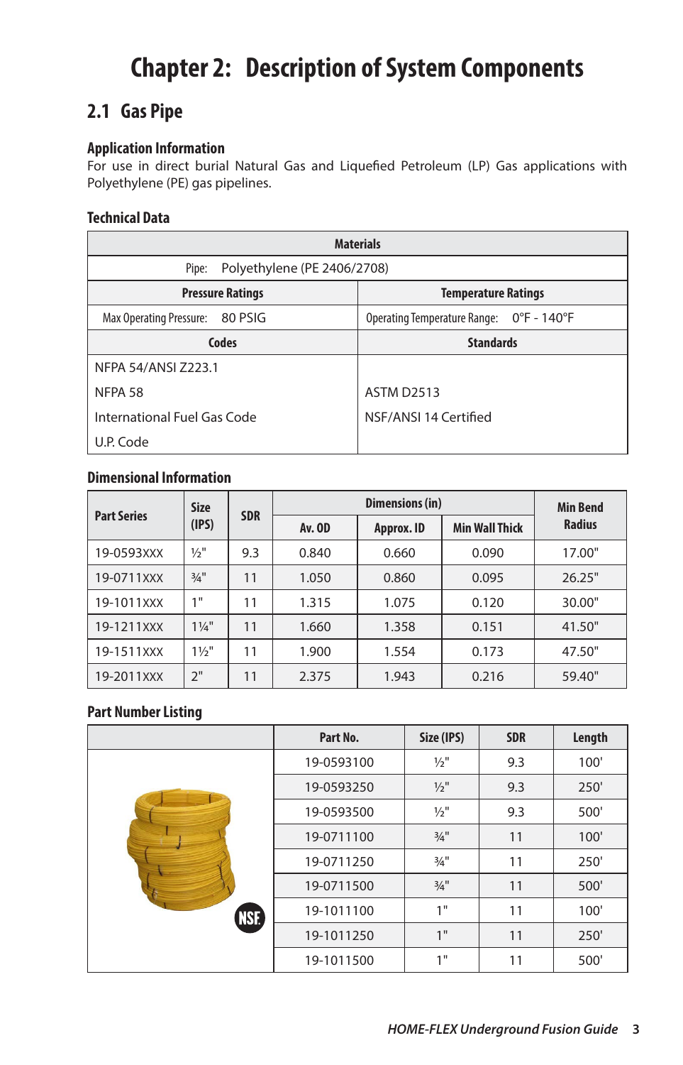# Chapter 2: Description of System Components

## 2.1 Gas Pipe

### Application Information

For use in direct burial Natural Gas and Liquefied Petroleum (LP) Gas applications with Polyethylene (PE) gas pipelines.

### Technical Data

| Materials | |
|---|---|
| Pipe: Polyethylene (PE 2406/2708) | |
| **Pressure Ratings** | **Temperature Ratings** |
| Max Operating Pressure: 80 PSIG | Operating Temperature Range: 0°F - 140°F |
| **Codes** | **Standards** |
| NFPA 54/ANSI Z223.1<br>NFPA 58<br>International Fuel Gas Code<br>U.P. Code | ASTM D2513<br>NSF/ANSI 14 Certified |

### Dimensional Information

| Part Series | Size (IPS) | SDR | Dimensions (in) | | | Min Bend Radius |
|---|---|---|---|---|---|---|
| | | | Av. OD | Approx. ID | Min Wall Thick | |
| 19-0593XXX | ½" | 9.3 | 0.840 | 0.660 | 0.090 | 17.00" |
| 19-0711XXX | ¾" | 11 | 1.050 | 0.860 | 0.095 | 26.25" |
| 19-1011XXX | 1" | 11 | 1.315 | 1.075 | 0.120 | 30.00" |
| 19-1211XXX | 1¼" | 11 | 1.660 | 1.358 | 0.151 | 41.50" |
| 19-1511XXX | 1½" | 11 | 1.900 | 1.554 | 0.173 | 47.50" |
| 19-2011XXX | 2" | 11 | 2.375 | 1.943 | 0.216 | 59.40" |

### Part Number Listing

| Part No. | Size (IPS) | SDR | Length |
|---|---|---|---|
| 19-0593100 | ½" | 9.3 | 100' |
| 19-0593250 | ½" | 9.3 | 250' |
| 19-0593500 | ½" | 9.3 | 500' |
| 19-0711100 | ¾" | 11 | 100' |
| 19-0711250 | ¾" | 11 | 250' |
| 19-0711500 | ¾" | 11 | 500' |
| 19-1011100 | 1" | 11 | 100' |
| 19-1011250 | 1" | 11 | 250' |
| 19-1011500 | 1" | 11 | 500' |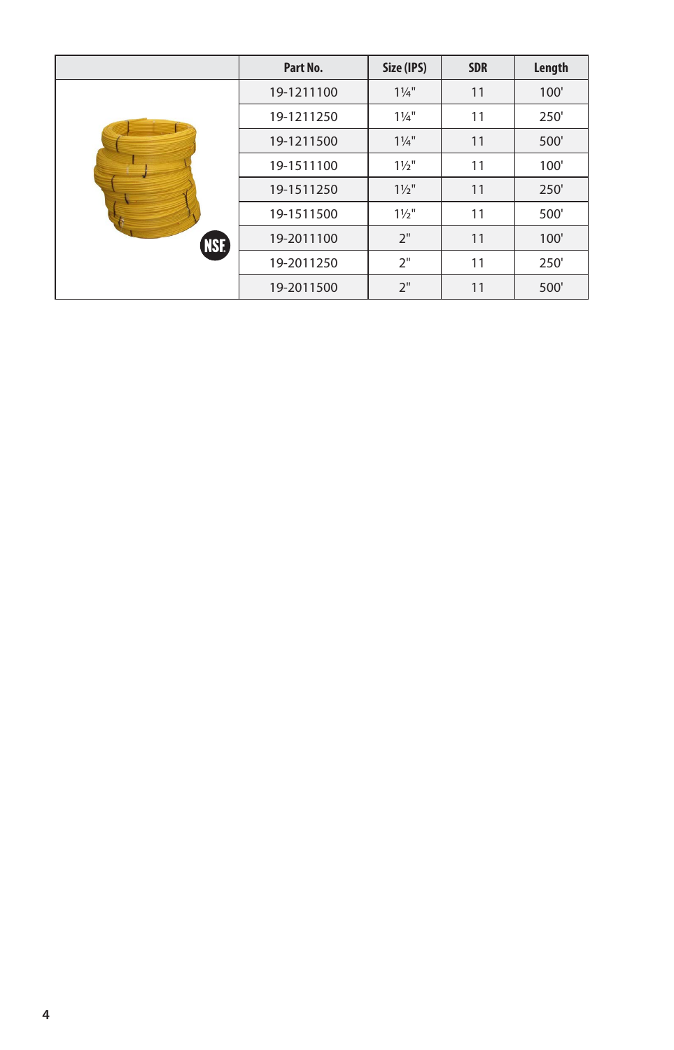| | Part No. | Size (IPS) | SDR | Length |
|---|---|---|---|---|
| | 19-1211100 | 1¼" | 11 | 100' |
| | 19-1211250 | 1¼" | 11 | 250' |
| | 19-1211500 | 1¼" | 11 | 500' |
| | 19-1511100 | 1½" | 11 | 100' |
| | 19-1511250 | 1½" | 11 | 250' |
| | 19-1511500 | 1½" | 11 | 500' |
| | 19-2011100 | 2" | 11 | 100' |
| | 19-2011250 | 2" | 11 | 250' |
| | 19-2011500 | 2" | 11 | 500' |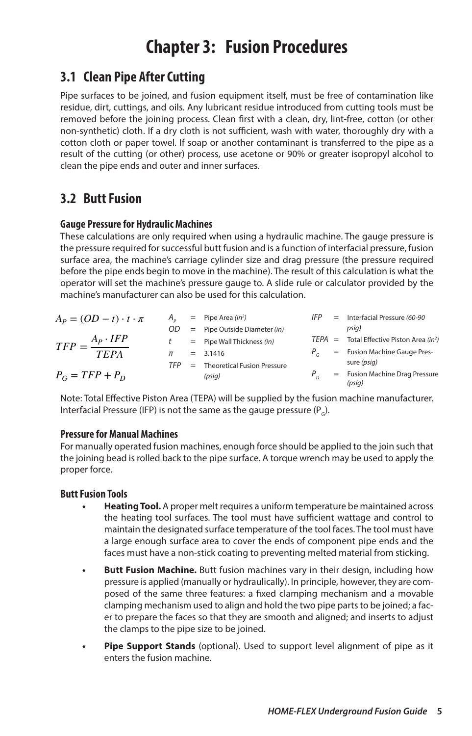# Chapter 3: Fusion Procedures

## 3.1 Clean Pipe After Cutting

Pipe surfaces to be joined, and fusion equipment itself, must be free of contamination like residue, dirt, cuttings, and oils. Any lubricant residue introduced from cutting tools must be removed before the joining process. Clean first with a clean, dry, lint-free, cotton (or other non-synthetic) cloth. If a dry cloth is not sufficient, wash with water, thoroughly dry with a cotton cloth or paper towel. If soap or another contaminant is transferred to the pipe as a result of the cutting (or other) process, use acetone or 90% or greater isopropyl alcohol to clean the pipe ends and outer and inner surfaces.

## 3.2 Butt Fusion

### Gauge Pressure for Hydraulic Machines

These calculations are only required when using a hydraulic machine. The gauge pressure is the pressure required for successful butt fusion and is a function of interfacial pressure, fusion surface area, the machine's carriage cylinder size and drag pressure (the pressure required before the pipe ends begin to move in the machine). The result of this calculation is what the operator will set the machine's pressure gauge to. A slide rule or calculator provided by the machine's manufacturer can also be used for this calculation.

$$A_P = (OD - t) \cdot t \cdot \pi$$

$$TFP = \frac{A_P \cdot IFP}{TEPA}$$

$$P_G = TFP + P_D$$

- $A_P$ = Pipe Area *(in$^2$)*
- $OD$ = Pipe Outside Diameter *(in)*
- $t$ = Pipe Wall Thickness *(in)*
- $\pi$ = 3.1416
- $TFP$ = Theoretical Fusion Pressure *(psig)*
- $IFP$ = Interfacial Pressure *(60-90 psig)*
- $TEPA$ = Total Effective Piston Area *(in$^2$)*
- $P_G$ = Fusion Machine Gauge Pressure *(psig)*
- $P_D$ = Fusion Machine Drag Pressure *(psig)*

Note: Total Effective Piston Area (TEPA) will be supplied by the fusion machine manufacturer. Interfacial Pressure (IFP) is not the same as the gauge pressure ($P_G$).

### Pressure for Manual Machines

For manually operated fusion machines, enough force should be applied to the join such that the joining bead is rolled back to the pipe surface. A torque wrench may be used to apply the proper force.

### Butt Fusion Tools

- **Heating Tool.** A proper melt requires a uniform temperature be maintained across the heating tool surfaces. The tool must have sufficient wattage and control to maintain the designated surface temperature of the tool faces. The tool must have a large enough surface area to cover the ends of component pipe ends and the faces must have a non-stick coating to preventing melted material from sticking.
- **Butt Fusion Machine.** Butt fusion machines vary in their design, including how pressure is applied (manually or hydraulically). In principle, however, they are composed of the same three features: a fixed clamping mechanism and a movable clamping mechanism used to align and hold the two pipe parts to be joined; a facer to prepare the faces so that they are smooth and aligned; and inserts to adjust the clamps to the pipe size to be joined.
- **Pipe Support Stands** (optional). Used to support level alignment of pipe as it enters the fusion machine.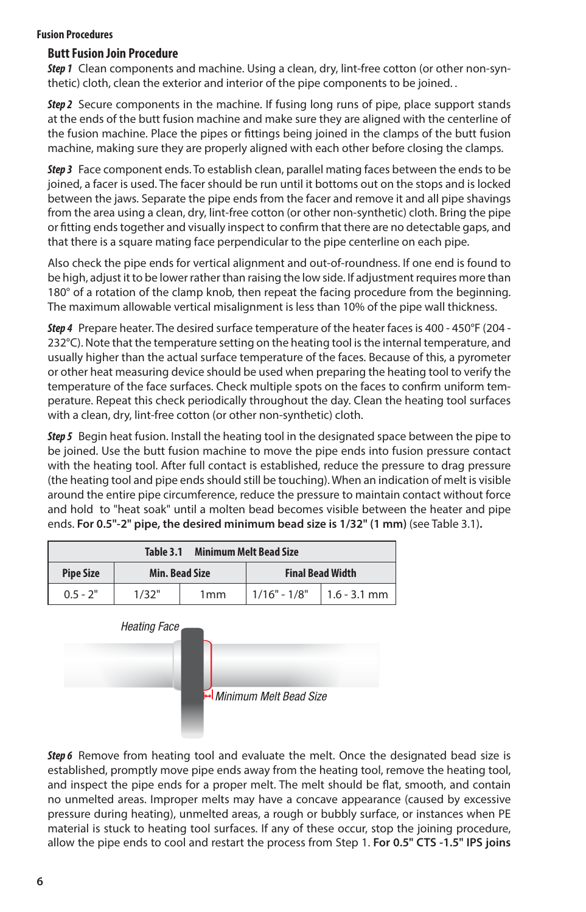## Fusion Procedures

### Butt Fusion Join Procedure

***Step 1*** Clean components and machine. Using a clean, dry, lint-free cotton (or other non-synthetic) cloth, clean the exterior and interior of the pipe components to be joined. .

***Step 2*** Secure components in the machine. If fusing long runs of pipe, place support stands at the ends of the butt fusion machine and make sure they are aligned with the centerline of the fusion machine. Place the pipes or fittings being joined in the clamps of the butt fusion machine, making sure they are properly aligned with each other before closing the clamps.

***Step 3*** Face component ends. To establish clean, parallel mating faces between the ends to be joined, a facer is used. The facer should be run until it bottoms out on the stops and is locked between the jaws. Separate the pipe ends from the facer and remove it and all pipe shavings from the area using a clean, dry, lint-free cotton (or other non-synthetic) cloth. Bring the pipe or fitting ends together and visually inspect to confirm that there are no detectable gaps, and that there is a square mating face perpendicular to the pipe centerline on each pipe.

Also check the pipe ends for vertical alignment and out-of-roundness. If one end is found to be high, adjust it to be lower rather than raising the low side. If adjustment requires more than 180° of a rotation of the clamp knob, then repeat the facing procedure from the beginning. The maximum allowable vertical misalignment is less than 10% of the pipe wall thickness.

***Step 4*** Prepare heater. The desired surface temperature of the heater faces is 400 - 450°F (204 - 232°C). Note that the temperature setting on the heating tool is the internal temperature, and usually higher than the actual surface temperature of the faces. Because of this, a pyrometer or other heat measuring device should be used when preparing the heating tool to verify the temperature of the face surfaces. Check multiple spots on the faces to confirm uniform temperature. Repeat this check periodically throughout the day. Clean the heating tool surfaces with a clean, dry, lint-free cotton (or other non-synthetic) cloth.

***Step 5*** Begin heat fusion. Install the heating tool in the designated space between the pipe to be joined. Use the butt fusion machine to move the pipe ends into fusion pressure contact with the heating tool. After full contact is established, reduce the pressure to drag pressure (the heating tool and pipe ends should still be touching). When an indication of melt is visible around the entire pipe circumference, reduce the pressure to maintain contact without force and hold to "heat soak" until a molten bead becomes visible between the heater and pipe ends. **For 0.5"-2" pipe, the desired minimum bead size is 1/32" (1 mm)** (see Table 3.1)**.**

| Table 3.1 Minimum Melt Bead Size | | | | |
|---|---|---|---|---|
| Pipe Size | Min. Bead Size | | Final Bead Width | |
| 0.5 - 2" | 1/32" | 1mm | 1/16" - 1/8" | 1.6 - 3.1 mm |

Heating Face

Minimum Melt Bead Size

***Step 6*** Remove from heating tool and evaluate the melt. Once the designated bead size is established, promptly move pipe ends away from the heating tool, remove the heating tool, and inspect the pipe ends for a proper melt. The melt should be flat, smooth, and contain no unmelted areas. Improper melts may have a concave appearance (caused by excessive pressure during heating), unmelted areas, a rough or bubbly surface, or instances when PE material is stuck to heating tool surfaces. If any of these occur, stop the joining procedure, allow the pipe ends to cool and restart the process from Step 1. **For 0.5" CTS -1.5" IPS joins**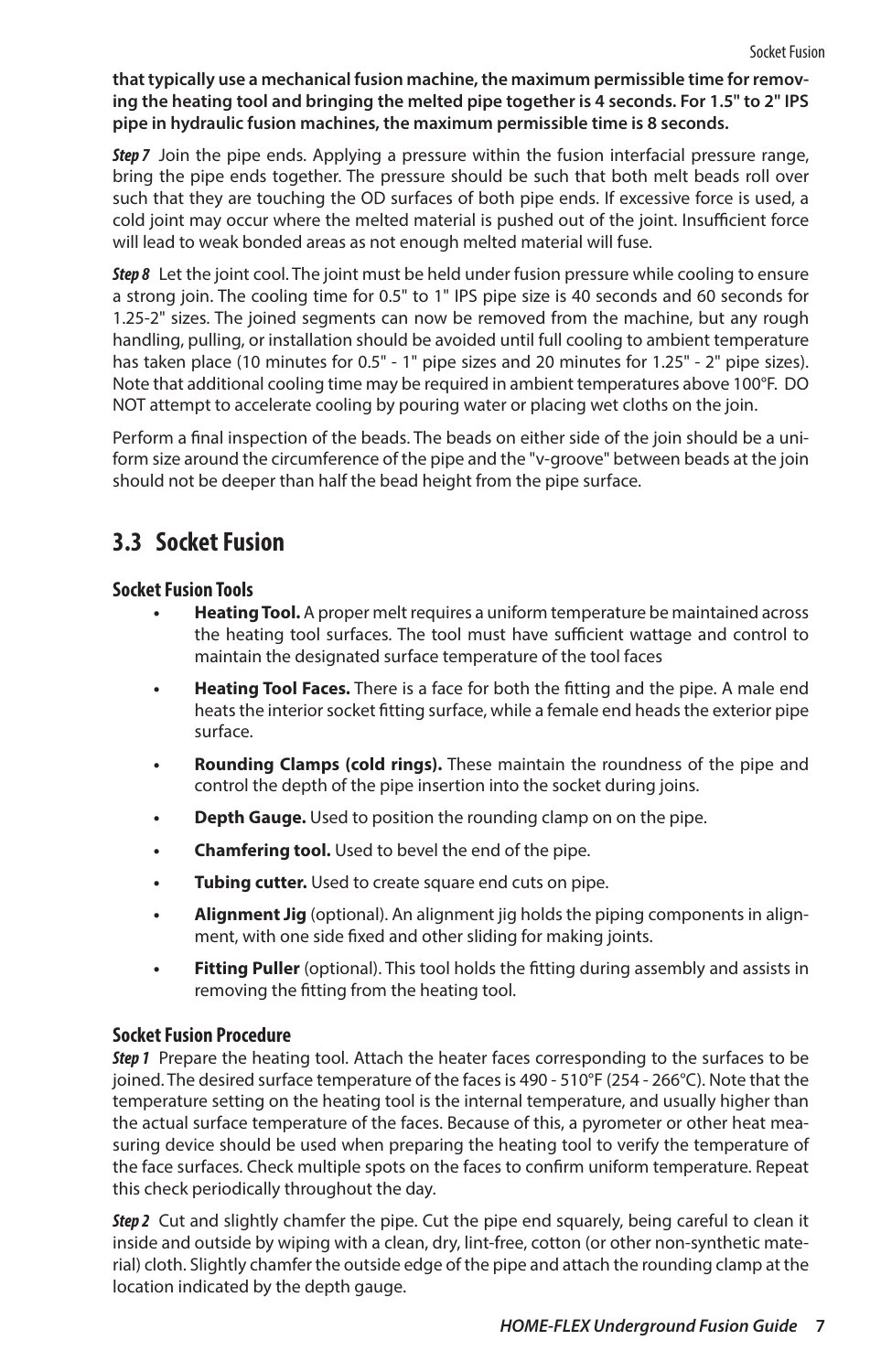**that typically use a mechanical fusion machine, the maximum permissible time for removing the heating tool and bringing the melted pipe together is 4 seconds. For 1.5" to 2" IPS pipe in hydraulic fusion machines, the maximum permissible time is 8 seconds.**

***Step 7*** Join the pipe ends. Applying a pressure within the fusion interfacial pressure range, bring the pipe ends together. The pressure should be such that both melt beads roll over such that they are touching the OD surfaces of both pipe ends. If excessive force is used, a cold joint may occur where the melted material is pushed out of the joint. Insufficient force will lead to weak bonded areas as not enough melted material will fuse.

***Step 8*** Let the joint cool. The joint must be held under fusion pressure while cooling to ensure a strong join. The cooling time for 0.5" to 1" IPS pipe size is 40 seconds and 60 seconds for 1.25-2" sizes. The joined segments can now be removed from the machine, but any rough handling, pulling, or installation should be avoided until full cooling to ambient temperature has taken place (10 minutes for 0.5" - 1" pipe sizes and 20 minutes for 1.25" - 2" pipe sizes). Note that additional cooling time may be required in ambient temperatures above 100°F. DO NOT attempt to accelerate cooling by pouring water or placing wet cloths on the join.

Perform a final inspection of the beads. The beads on either side of the join should be a uniform size around the circumference of the pipe and the "v-groove" between beads at the join should not be deeper than half the bead height from the pipe surface.

## 3.3 Socket Fusion

### Socket Fusion Tools

- **Heating Tool.** A proper melt requires a uniform temperature be maintained across the heating tool surfaces. The tool must have sufficient wattage and control to maintain the designated surface temperature of the tool faces
- **Heating Tool Faces.** There is a face for both the fitting and the pipe. A male end heats the interior socket fitting surface, while a female end heads the exterior pipe surface.
- **Rounding Clamps (cold rings).** These maintain the roundness of the pipe and control the depth of the pipe insertion into the socket during joins.
- **Depth Gauge.** Used to position the rounding clamp on on the pipe.
- **Chamfering tool.** Used to bevel the end of the pipe.
- **Tubing cutter.** Used to create square end cuts on pipe.
- **Alignment Jig** (optional). An alignment jig holds the piping components in alignment, with one side fixed and other sliding for making joints.
- **Fitting Puller** (optional). This tool holds the fitting during assembly and assists in removing the fitting from the heating tool.

### Socket Fusion Procedure

***Step 1*** Prepare the heating tool. Attach the heater faces corresponding to the surfaces to be joined. The desired surface temperature of the faces is 490 - 510°F (254 - 266°C). Note that the temperature setting on the heating tool is the internal temperature, and usually higher than the actual surface temperature of the faces. Because of this, a pyrometer or other heat measuring device should be used when preparing the heating tool to verify the temperature of the face surfaces. Check multiple spots on the faces to confirm uniform temperature. Repeat this check periodically throughout the day.

***Step 2*** Cut and slightly chamfer the pipe. Cut the pipe end squarely, being careful to clean it inside and outside by wiping with a clean, dry, lint-free, cotton (or other non-synthetic material) cloth. Slightly chamfer the outside edge of the pipe and attach the rounding clamp at the location indicated by the depth gauge.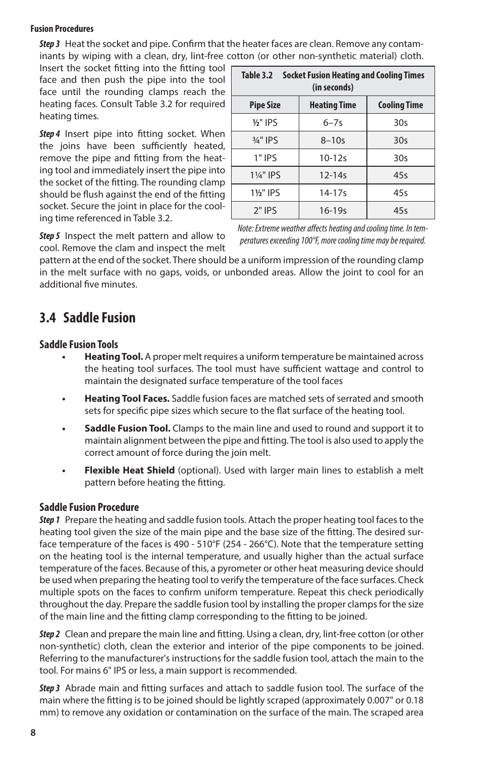**Fusion Procedures**

***Step 3*** Heat the socket and pipe. Confirm that the heater faces are clean. Remove any contaminants by wiping with a clean, dry, lint-free cotton (or other non-synthetic material) cloth. Insert the socket fitting into the fitting tool face and then push the pipe into the tool face until the rounding clamps reach the heating faces. Consult Table 3.2 for required heating times.

***Step 4*** Insert pipe into fitting socket. When the joins have been sufficiently heated, remove the pipe and fitting from the heating tool and immediately insert the pipe into the socket of the fitting. The rounding clamp should be flush against the end of the fitting socket. Secure the joint in place for the cooling time referenced in Table 3.2.

***Step 5*** Inspect the melt pattern and allow to cool. Remove the clam and inspect the melt pattern at the end of the socket. There should be a uniform impression of the rounding clamp in the melt surface with no gaps, voids, or unbonded areas. Allow the joint to cool for an additional five minutes.

**Table 3.2 Socket Fusion Heating and Cooling Times (in seconds)**

| Pipe Size | Heating Time | Cooling Time |
|---|---|---|
| ½" IPS | 6–7s | 30s |
| ¾" IPS | 8–10s | 30s |
| 1" IPS | 10-12s | 30s |
| 1¼" IPS | 12-14s | 45s |
| 1½" IPS | 14-17s | 45s |
| 2" IPS | 16-19s | 45s |

*Note: Extreme weather affects heating and cooling time. In temperatures exceeding 100°F, more cooling time may be required.*

## 3.4 Saddle Fusion

### Saddle Fusion Tools

- **Heating Tool.** A proper melt requires a uniform temperature be maintained across the heating tool surfaces. The tool must have sufficient wattage and control to maintain the designated surface temperature of the tool faces
- **Heating Tool Faces.** Saddle fusion faces are matched sets of serrated and smooth sets for specific pipe sizes which secure to the flat surface of the heating tool.
- **Saddle Fusion Tool.** Clamps to the main line and used to round and support it to maintain alignment between the pipe and fitting. The tool is also used to apply the correct amount of force during the join melt.
- **Flexible Heat Shield** (optional). Used with larger main lines to establish a melt pattern before heating the fitting.

### Saddle Fusion Procedure

***Step 1*** Prepare the heating and saddle fusion tools. Attach the proper heating tool faces to the heating tool given the size of the main pipe and the base size of the fitting. The desired surface temperature of the faces is 490 - 510°F (254 - 266°C). Note that the temperature setting on the heating tool is the internal temperature, and usually higher than the actual surface temperature of the faces. Because of this, a pyrometer or other heat measuring device should be used when preparing the heating tool to verify the temperature of the face surfaces. Check multiple spots on the faces to confirm uniform temperature. Repeat this check periodically throughout the day. Prepare the saddle fusion tool by installing the proper clamps for the size of the main line and the fitting clamp corresponding to the fitting to be joined.

***Step 2*** Clean and prepare the main line and fitting. Using a clean, dry, lint-free cotton (or other non-synthetic) cloth, clean the exterior and interior of the pipe components to be joined. Referring to the manufacturer's instructions for the saddle fusion tool, attach the main to the tool. For mains 6" IPS or less, a main support is recommended.

***Step 3*** Abrade main and fitting surfaces and attach to saddle fusion tool. The surface of the main where the fitting is to be joined should be lightly scraped (approximately 0.007" or 0.18 mm) to remove any oxidation or contamination on the surface of the main. The scraped area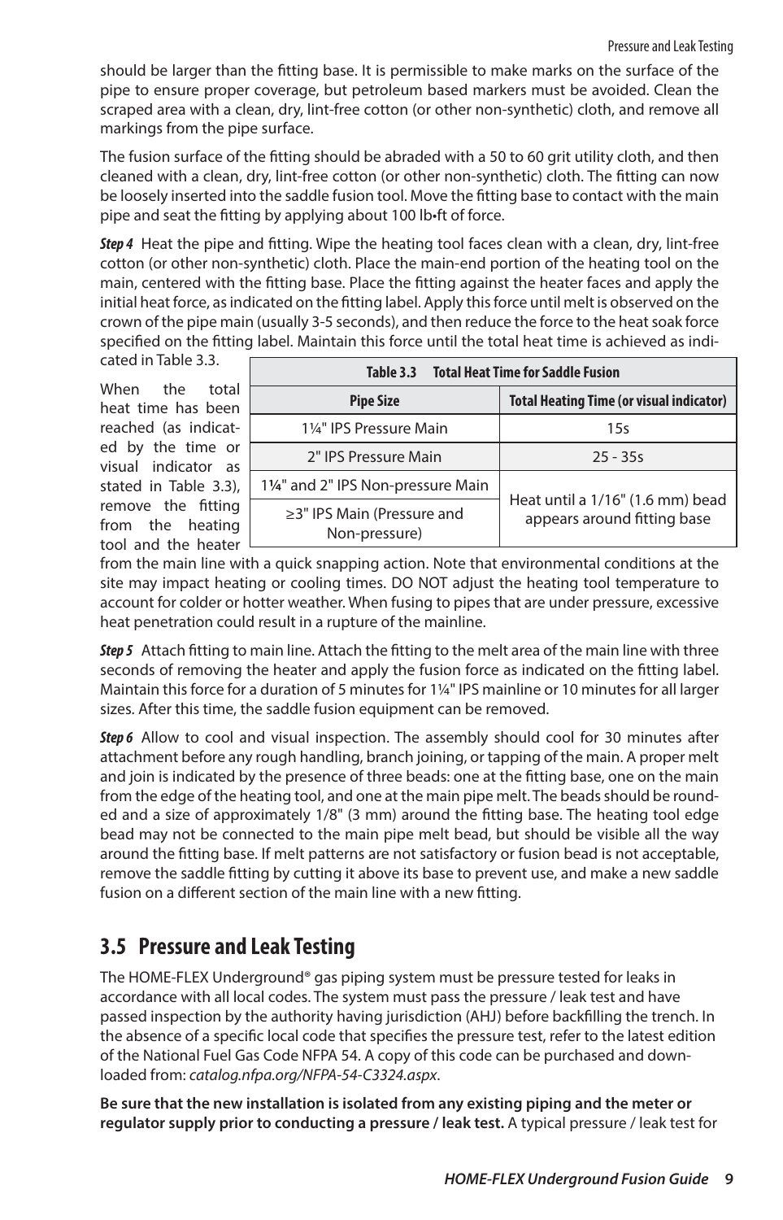should be larger than the fitting base. It is permissible to make marks on the surface of the pipe to ensure proper coverage, but petroleum based markers must be avoided. Clean the scraped area with a clean, dry, lint-free cotton (or other non-synthetic) cloth, and remove all markings from the pipe surface.

The fusion surface of the fitting should be abraded with a 50 to 60 grit utility cloth, and then cleaned with a clean, dry, lint-free cotton (or other non-synthetic) cloth. The fitting can now be loosely inserted into the saddle fusion tool. Move the fitting base to contact with the main pipe and seat the fitting by applying about 100 lb•ft of force.

***Step 4*** Heat the pipe and fitting. Wipe the heating tool faces clean with a clean, dry, lint-free cotton (or other non-synthetic) cloth. Place the main-end portion of the heating tool on the main, centered with the fitting base. Place the fitting against the heater faces and apply the initial heat force, as indicated on the fitting label. Apply this force until melt is observed on the crown of the pipe main (usually 3-5 seconds), and then reduce the force to the heat soak force specified on the fitting label. Maintain this force until the total heat time is achieved as indicated in Table 3.3.

**Table 3.3 Total Heat Time for Saddle Fusion**

| Pipe Size | Total Heating Time (or visual indicator) |
| --- | --- |
| 1¼" IPS Pressure Main | 15s |
| 2" IPS Pressure Main | 25 - 35s |
| 1¼" and 2" IPS Non-pressure Main | Heat until a 1/16" (1.6 mm) bead appears around fitting base |
| ≥3" IPS Main (Pressure and Non-pressure) | Heat until a 1/16" (1.6 mm) bead appears around fitting base |

When the total heat time has been reached (as indicated by the time or visual indicator as stated in Table 3.3), remove the fitting from the heating tool and the heater from the main line with a quick snapping action. Note that environmental conditions at the site may impact heating or cooling times. DO NOT adjust the heating tool temperature to account for colder or hotter weather. When fusing to pipes that are under pressure, excessive heat penetration could result in a rupture of the mainline.

***Step 5*** Attach fitting to main line. Attach the fitting to the melt area of the main line with three seconds of removing the heater and apply the fusion force as indicated on the fitting label. Maintain this force for a duration of 5 minutes for 1¼" IPS mainline or 10 minutes for all larger sizes. After this time, the saddle fusion equipment can be removed.

***Step 6*** Allow to cool and visual inspection. The assembly should cool for 30 minutes after attachment before any rough handling, branch joining, or tapping of the main. A proper melt and join is indicated by the presence of three beads: one at the fitting base, one on the main from the edge of the heating tool, and one at the main pipe melt. The beads should be rounded and a size of approximately 1/8" (3 mm) around the fitting base. The heating tool edge bead may not be connected to the main pipe melt bead, but should be visible all the way around the fitting base. If melt patterns are not satisfactory or fusion bead is not acceptable, remove the saddle fitting by cutting it above its base to prevent use, and make a new saddle fusion on a different section of the main line with a new fitting.

## 3.5 Pressure and Leak Testing

The HOME-FLEX Underground® gas piping system must be pressure tested for leaks in accordance with all local codes. The system must pass the pressure / leak test and have passed inspection by the authority having jurisdiction (AHJ) before backfilling the trench. In the absence of a specific local code that specifies the pressure test, refer to the latest edition of the National Fuel Gas Code NFPA 54. A copy of this code can be purchased and downloaded from: *catalog.nfpa.org/NFPA-54-C3324.aspx*.

**Be sure that the new installation is isolated from any existing piping and the meter or regulator supply prior to conducting a pressure / leak test.** A typical pressure / leak test for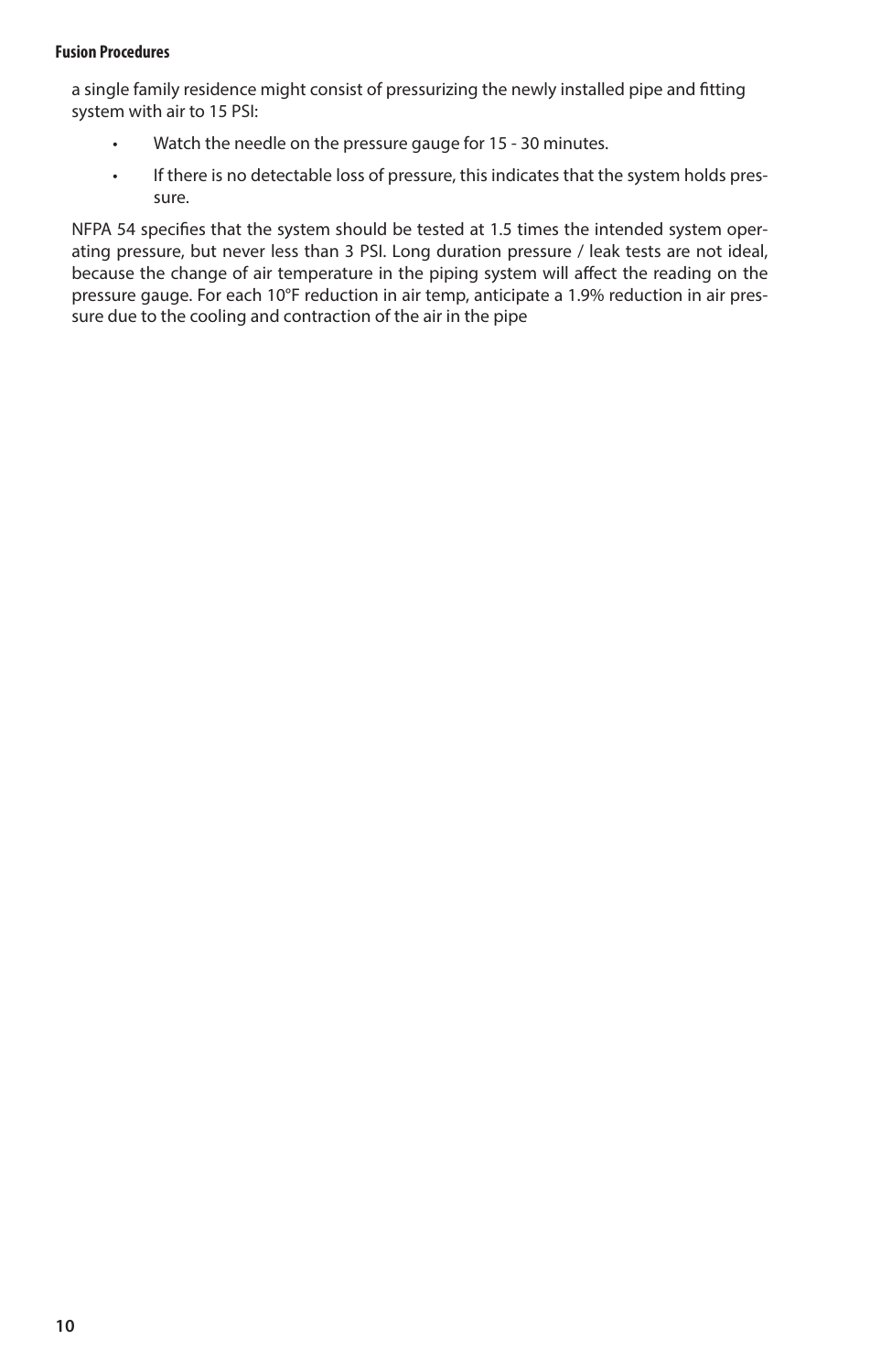a single family residence might consist of pressurizing the newly installed pipe and fitting system with air to 15 PSI:

- Watch the needle on the pressure gauge for 15 - 30 minutes.
- If there is no detectable loss of pressure, this indicates that the system holds pressure.

NFPA 54 specifies that the system should be tested at 1.5 times the intended system operating pressure, but never less than 3 PSI. Long duration pressure / leak tests are not ideal, because the change of air temperature in the piping system will affect the reading on the pressure gauge. For each 10°F reduction in air temp, anticipate a 1.9% reduction in air pressure due to the cooling and contraction of the air in the pipe